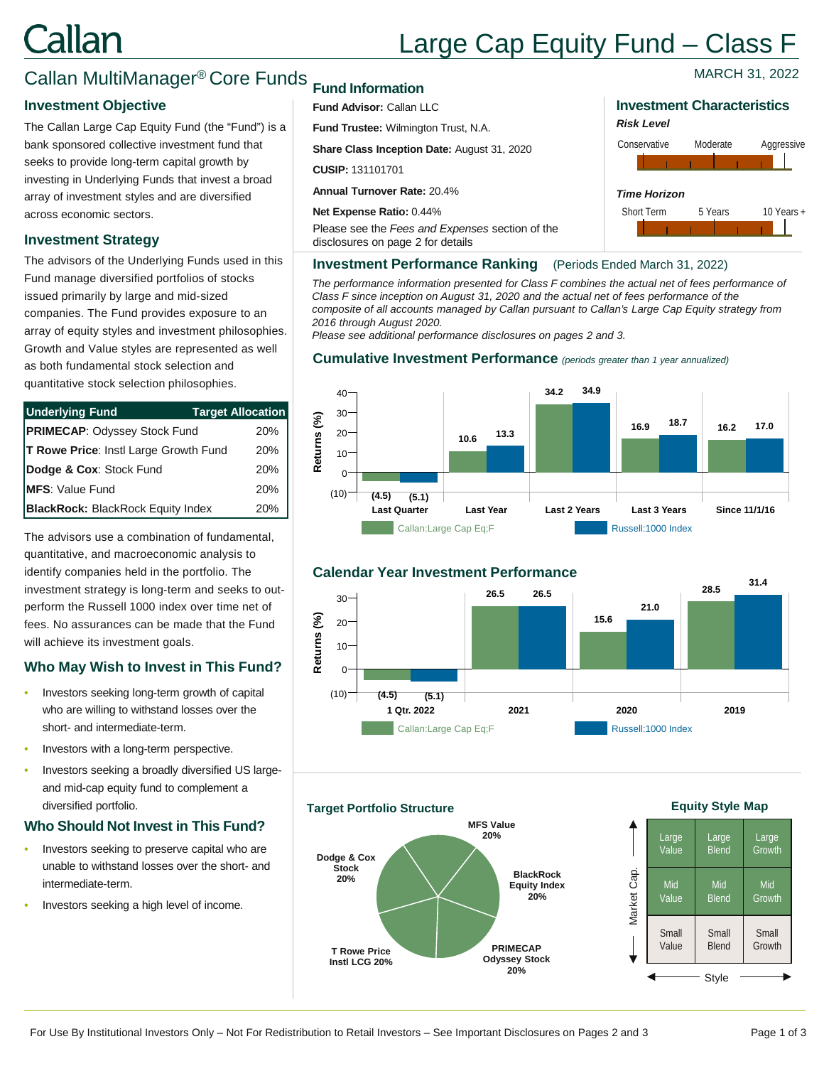# Callan

# Large Cap Equity Fund – Class F

## Callan MultiManager® Core Funds

MARCH 31, 2022

### Investment Objective

The Callan Large Cap Equity Fund (the "Fund") is a bank sponsored collective investment fund that seeks to provide long-term capital growth by investing in Underlying Funds that invest a broad array of investment styles and are diversified across economic sectors.

### Investment Strategy

The advisors of the Underlying Funds used in this Fund manage diversified portfolios of stocks issued primarily by large and mid-sized companies. The Fund provides exposure to an array of equity styles and investment philosophies. Growth and Value styles are represented as well as both fundamental stock selection and quantitative stock selection philosophies.

| Underlying Fund | Target Allocation |
|---|---|
| **PRIMECAP**: Odyssey Stock Fund | 20% |
| **T Rowe Price**: Instl Large Growth Fund | 20% |
| **Dodge & Cox**: Stock Fund | 20% |
| **MFS**: Value Fund | 20% |
| **BlackRock:** BlackRock Equity Index | 20% |

The advisors use a combination of fundamental, quantitative, and macroeconomic analysis to identify companies held in the portfolio. The investment strategy is long-term and seeks to out-perform the Russell 1000 index over time net of fees. No assurances can be made that the Fund will achieve its investment goals.

### Who May Wish to Invest in This Fund?

- Investors seeking long-term growth of capital who are willing to withstand losses over the short- and intermediate-term.
- Investors with a long-term perspective.
- Investors seeking a broadly diversified US large- and mid-cap equity fund to complement a diversified portfolio.

### Who Should Not Invest in This Fund?

- Investors seeking to preserve capital who are unable to withstand losses over the short- and intermediate-term.
- Investors seeking a high level of income.

### Fund Information

**Fund Advisor:** Callan LLC

**Fund Trustee:** Wilmington Trust, N.A.

**Share Class Inception Date:** August 31, 2020

**CUSIP:** 131101701

**Annual Turnover Rate:** 20.4%

**Net Expense Ratio:** 0.44%

Please see the *Fees and Expenses* section of the disclosures on page 2 for details

### Investment Characteristics

***Risk Level***

Conservative — Moderate — Aggressive

***Time Horizon***

Short Term — 5 Years — 10 Years +

### Investment Performance Ranking (Periods Ended March 31, 2022)

*The performance information presented for Class F combines the actual net of fees performance of Class F since inception on August 31, 2020 and the actual net of fees performance of the composite of all accounts managed by Callan pursuant to Callan's Large Cap Equity strategy from 2016 through August 2020.*

*Please see additional performance disclosures on pages 2 and 3.*

### Cumulative Investment Performance *(periods greater than 1 year annualized)*

| Returns (%) | Last Quarter | Last Year | Last 2 Years | Last 3 Years | Since 11/1/16 |
|---|---|---|---|---|---|
| Callan:Large Cap Eq;F | (4.5) | 10.6 | 34.2 | 16.9 | 16.2 |
| Russell:1000 Index | (5.1) | 13.3 | 34.9 | 18.7 | 17.0 |

### Calendar Year Investment Performance

| Returns (%) | 1 Qtr. 2022 | 2021 | 2020 | 2019 |
|---|---|---|---|---|
| Callan:Large Cap Eq;F | (4.5) | 26.5 | 15.6 | 28.5 |
| Russell:1000 Index | (5.1) | 26.5 | 21.0 | 31.4 |

### Target Portfolio Structure

- MFS Value 20%
- BlackRock Equity Index 20%
- PRIMECAP Odyssey Stock 20%
- T Rowe Price Instl LCG 20%
- Dodge & Cox Stock 20%

### Equity Style Map

| | Value | Blend | Growth |
|---|---|---|---|
| **Large** | Large Value | Large Blend | Large Growth |
| **Mid** | Mid Value | Mid Blend | Mid Growth |
| **Small** | Small Value | Small Blend | Small Growth |

For Use By Institutional Investors Only – Not For Redistribution to Retail Investors – See Important Disclosures on Pages 2 and 3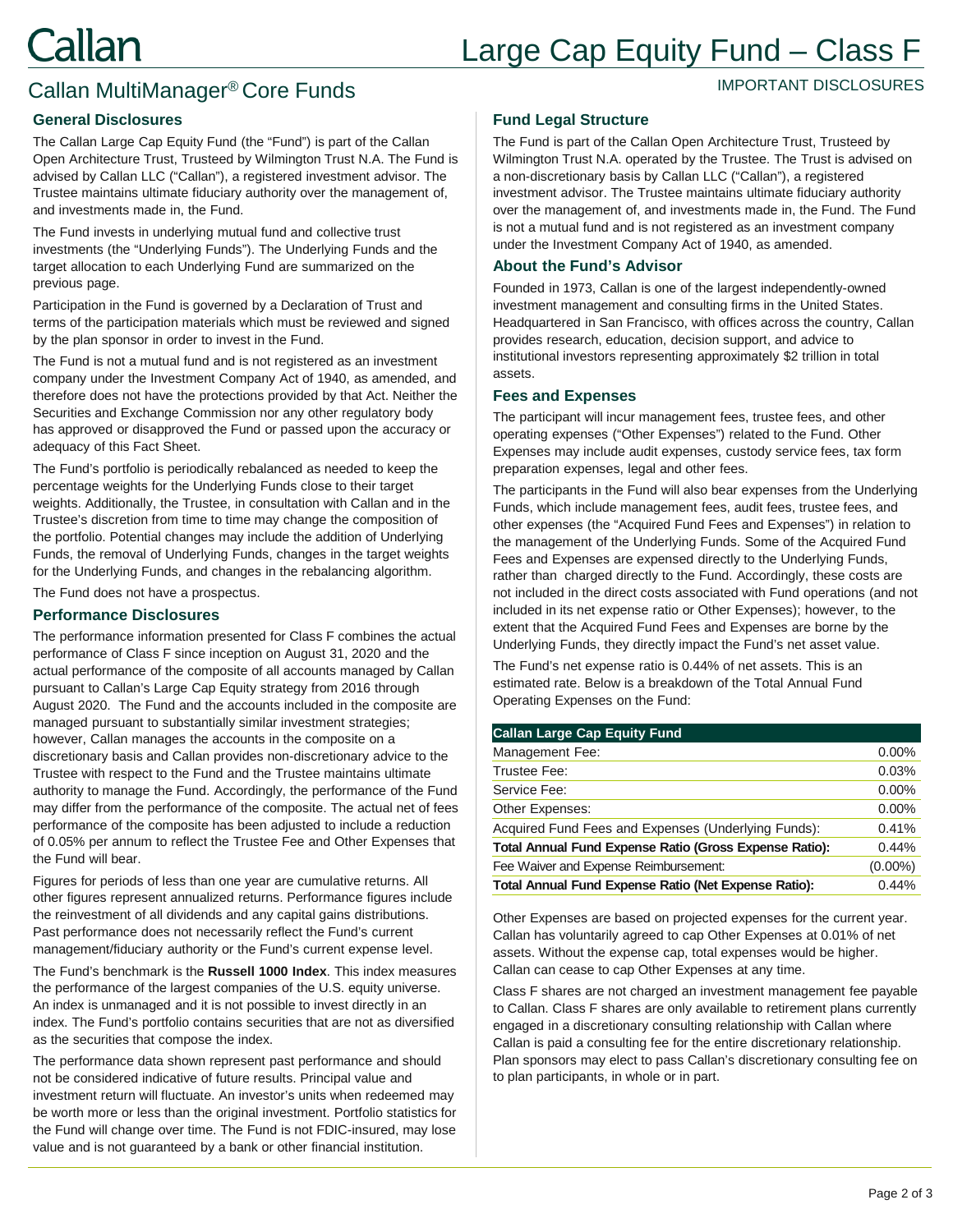# Large Cap Equity Fund – Class F

## Callan MultiManager® Core Funds

IMPORTANT DISCLOSURES

### General Disclosures

The Callan Large Cap Equity Fund (the "Fund") is part of the Callan Open Architecture Trust, Trusteed by Wilmington Trust N.A. The Fund is advised by Callan LLC ("Callan"), a registered investment advisor. The Trustee maintains ultimate fiduciary authority over the management of, and investments made in, the Fund.

The Fund invests in underlying mutual fund and collective trust investments (the "Underlying Funds"). The Underlying Funds and the target allocation to each Underlying Fund are summarized on the previous page.

Participation in the Fund is governed by a Declaration of Trust and terms of the participation materials which must be reviewed and signed by the plan sponsor in order to invest in the Fund.

The Fund is not a mutual fund and is not registered as an investment company under the Investment Company Act of 1940, as amended, and therefore does not have the protections provided by that Act. Neither the Securities and Exchange Commission nor any other regulatory body has approved or disapproved the Fund or passed upon the accuracy or adequacy of this Fact Sheet.

The Fund's portfolio is periodically rebalanced as needed to keep the percentage weights for the Underlying Funds close to their target weights. Additionally, the Trustee, in consultation with Callan and in the Trustee's discretion from time to time may change the composition of the portfolio. Potential changes may include the addition of Underlying Funds, the removal of Underlying Funds, changes in the target weights for the Underlying Funds, and changes in the rebalancing algorithm.

The Fund does not have a prospectus.

### Performance Disclosures

The performance information presented for Class F combines the actual performance of Class F since inception on August 31, 2020 and the actual performance of the composite of all accounts managed by Callan pursuant to Callan's Large Cap Equity strategy from 2016 through August 2020. The Fund and the accounts included in the composite are managed pursuant to substantially similar investment strategies; however, Callan manages the accounts in the composite on a discretionary basis and Callan provides non-discretionary advice to the Trustee with respect to the Fund and the Trustee maintains ultimate authority to manage the Fund. Accordingly, the performance of the Fund may differ from the performance of the composite. The actual net of fees performance of the composite has been adjusted to include a reduction of 0.05% per annum to reflect the Trustee Fee and Other Expenses that the Fund will bear.

Figures for periods of less than one year are cumulative returns. All other figures represent annualized returns. Performance figures include the reinvestment of all dividends and any capital gains distributions. Past performance does not necessarily reflect the Fund's current management/fiduciary authority or the Fund's current expense level.

The Fund's benchmark is the **Russell 1000 Index**. This index measures the performance of the largest companies of the U.S. equity universe. An index is unmanaged and it is not possible to invest directly in an index. The Fund's portfolio contains securities that are not as diversified as the securities that compose the index.

The performance data shown represent past performance and should not be considered indicative of future results. Principal value and investment return will fluctuate. An investor's units when redeemed may be worth more or less than the original investment. Portfolio statistics for the Fund will change over time. The Fund is not FDIC-insured, may lose value and is not guaranteed by a bank or other financial institution.

### Fund Legal Structure

The Fund is part of the Callan Open Architecture Trust, Trusteed by Wilmington Trust N.A. operated by the Trustee. The Trust is advised on a non-discretionary basis by Callan LLC ("Callan"), a registered investment advisor. The Trustee maintains ultimate fiduciary authority over the management of, and investments made in, the Fund. The Fund is not a mutual fund and is not registered as an investment company under the Investment Company Act of 1940, as amended.

### About the Fund's Advisor

Founded in 1973, Callan is one of the largest independently-owned investment management and consulting firms in the United States. Headquartered in San Francisco, with offices across the country, Callan provides research, education, decision support, and advice to institutional investors representing approximately $2 trillion in total assets.

### Fees and Expenses

The participant will incur management fees, trustee fees, and other operating expenses ("Other Expenses") related to the Fund. Other Expenses may include audit expenses, custody service fees, tax form preparation expenses, legal and other fees.

The participants in the Fund will also bear expenses from the Underlying Funds, which include management fees, audit fees, trustee fees, and other expenses (the "Acquired Fund Fees and Expenses") in relation to the management of the Underlying Funds. Some of the Acquired Fund Fees and Expenses are expensed directly to the Underlying Funds, rather than charged directly to the Fund. Accordingly, these costs are not included in the direct costs associated with Fund operations (and not included in its net expense ratio or Other Expenses); however, to the extent that the Acquired Fund Fees and Expenses are borne by the Underlying Funds, they directly impact the Fund's net asset value.

The Fund's net expense ratio is 0.44% of net assets. This is an estimated rate. Below is a breakdown of the Total Annual Fund Operating Expenses on the Fund:

| Callan Large Cap Equity Fund | |
|---|---|
| Management Fee: | 0.00% |
| Trustee Fee: | 0.03% |
| Service Fee: | 0.00% |
| Other Expenses: | 0.00% |
| Acquired Fund Fees and Expenses (Underlying Funds): | 0.41% |
| **Total Annual Fund Expense Ratio (Gross Expense Ratio):** | 0.44% |
| Fee Waiver and Expense Reimbursement: | (0.00%) |
| **Total Annual Fund Expense Ratio (Net Expense Ratio):** | 0.44% |

Other Expenses are based on projected expenses for the current year. Callan has voluntarily agreed to cap Other Expenses at 0.01% of net assets. Without the expense cap, total expenses would be higher. Callan can cease to cap Other Expenses at any time.

Class F shares are not charged an investment management fee payable to Callan. Class F shares are only available to retirement plans currently engaged in a discretionary consulting relationship with Callan where Callan is paid a consulting fee for the entire discretionary relationship. Plan sponsors may elect to pass Callan's discretionary consulting fee on to plan participants, in whole or in part.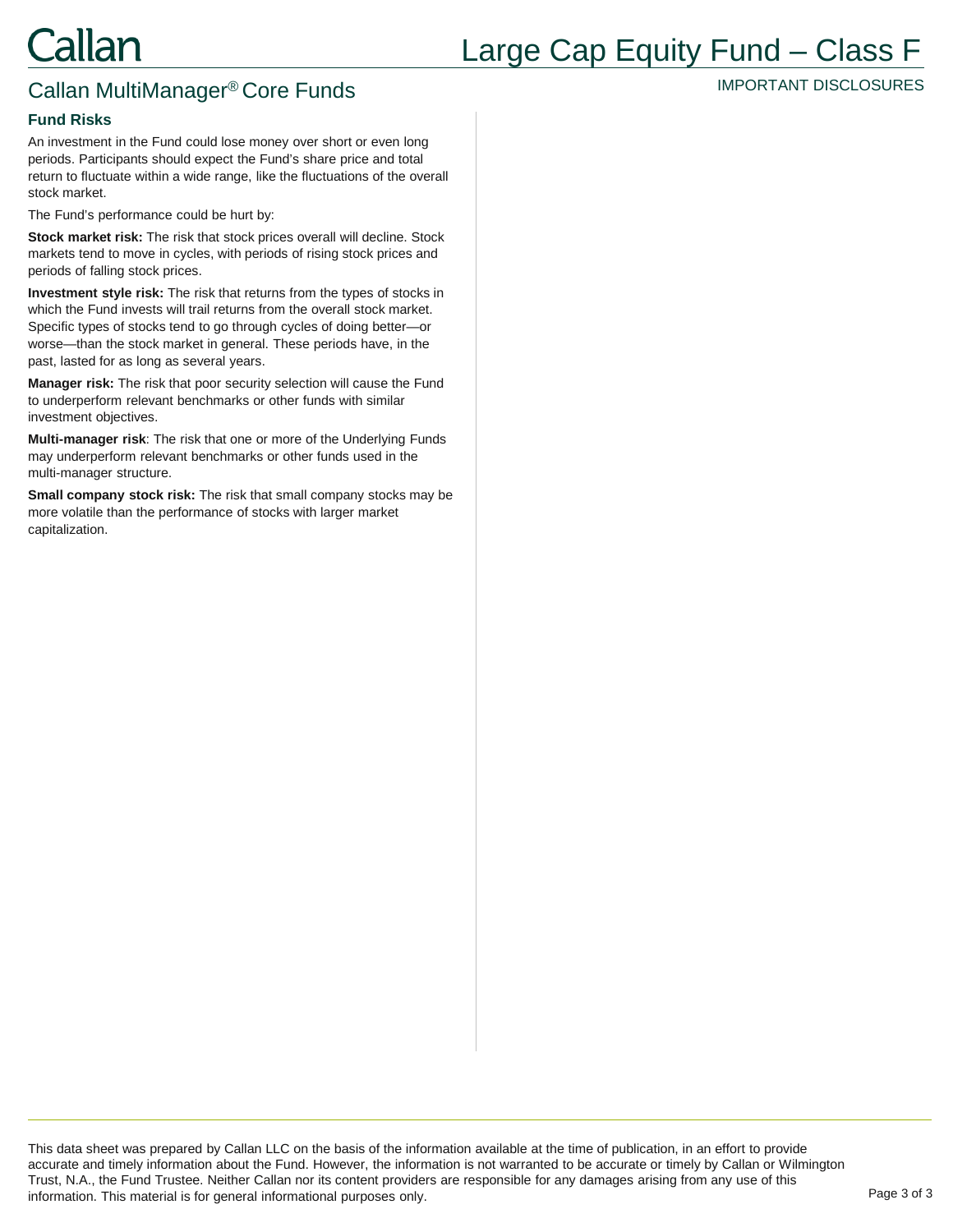# Large Cap Equity Fund – Class F

## Callan MultiManager® Core Funds

IMPORTANT DISCLOSURES

### Fund Risks

An investment in the Fund could lose money over short or even long periods. Participants should expect the Fund's share price and total return to fluctuate within a wide range, like the fluctuations of the overall stock market.

The Fund's performance could be hurt by:

**Stock market risk:** The risk that stock prices overall will decline. Stock markets tend to move in cycles, with periods of rising stock prices and periods of falling stock prices.

**Investment style risk:** The risk that returns from the types of stocks in which the Fund invests will trail returns from the overall stock market. Specific types of stocks tend to go through cycles of doing better—or worse—than the stock market in general. These periods have, in the past, lasted for as long as several years.

**Manager risk:** The risk that poor security selection will cause the Fund to underperform relevant benchmarks or other funds with similar investment objectives.

**Multi-manager risk**: The risk that one or more of the Underlying Funds may underperform relevant benchmarks or other funds used in the multi-manager structure.

**Small company stock risk:** The risk that small company stocks may be more volatile than the performance of stocks with larger market capitalization.

This data sheet was prepared by Callan LLC on the basis of the information available at the time of publication, in an effort to provide accurate and timely information about the Fund. However, the information is not warranted to be accurate or timely by Callan or Wilmington Trust, N.A., the Fund Trustee. Neither Callan nor its content providers are responsible for any damages arising from any use of this information. This material is for general informational purposes only.